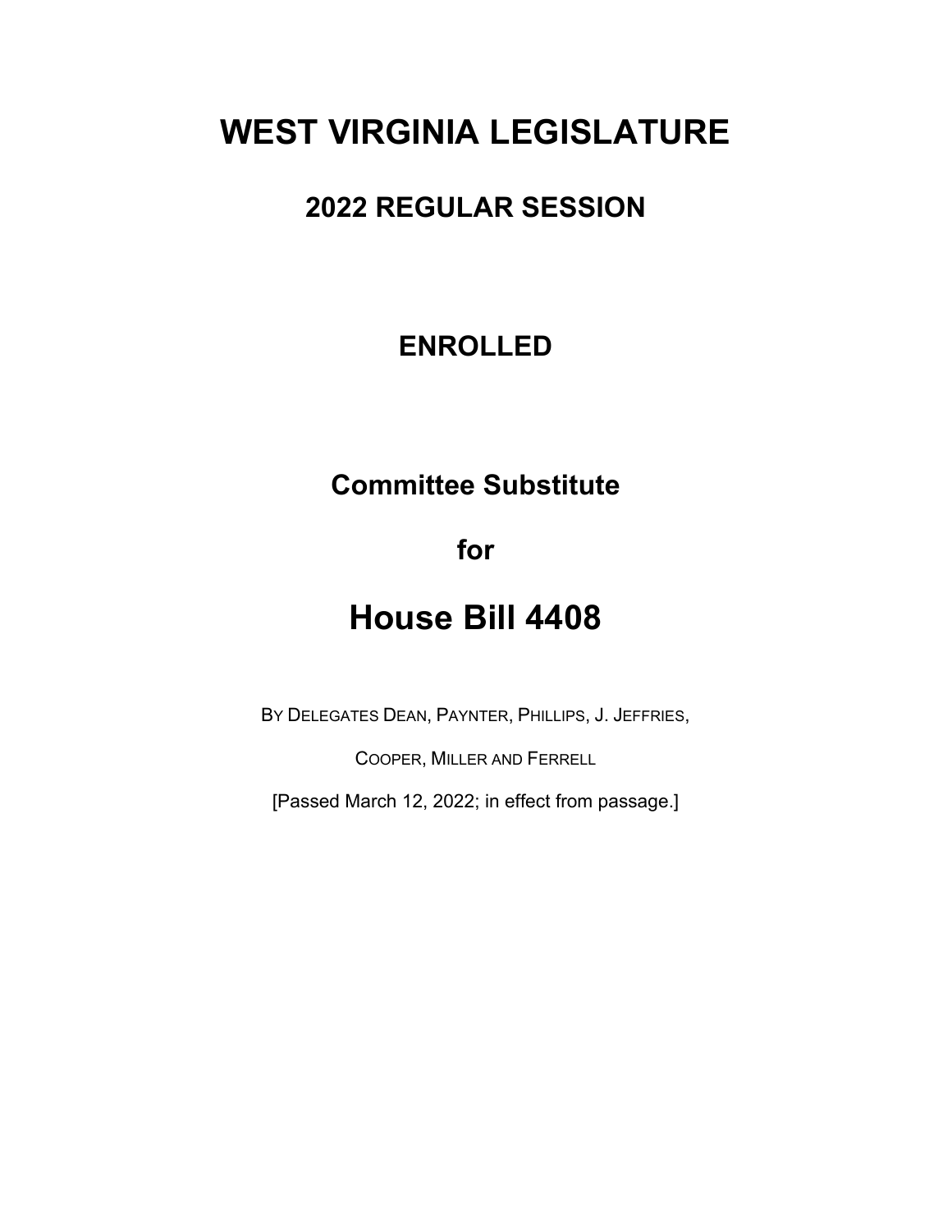# WEST VIRGINIA LEGISLATURE

## 2022 REGULAR SESSION

## ENROLLED

## Committee Substitute

## for

# House Bill 4408

BY DELEGATES DEAN, PAYNTER, PHILLIPS, J. JEFFRIES,

COOPER, MILLER AND FERRELL

[Passed March 12, 2022; in effect from passage.]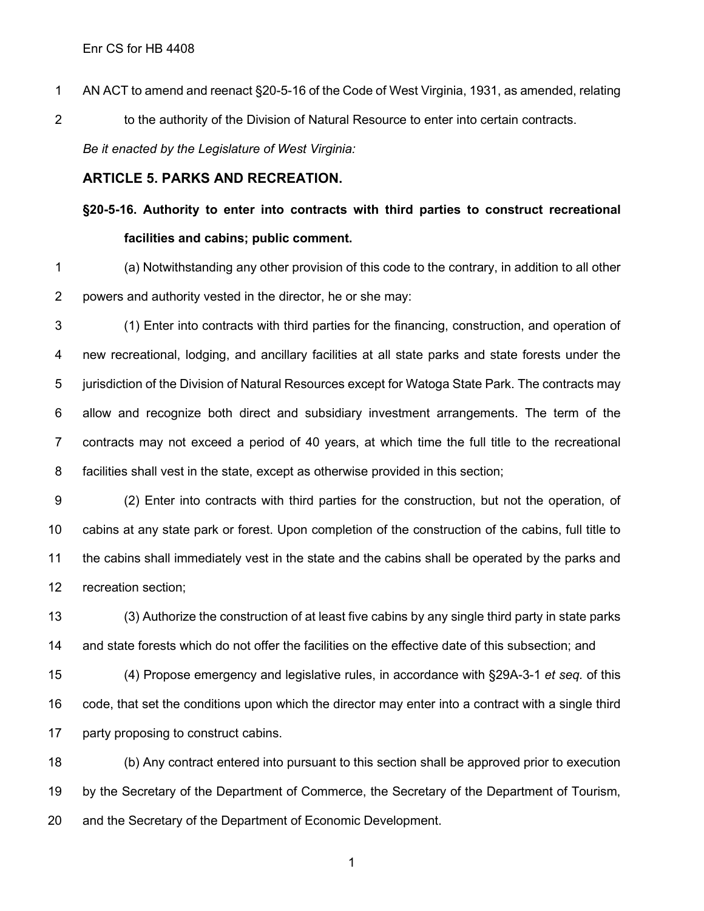AN ACT to amend and reenact §20-5-16 of the Code of West Virginia, 1931, as amended, relating to the authority of the Division of Natural Resource to enter into certain contracts.

*Be it enacted by the Legislature of West Virginia:*

## ARTICLE 5. PARKS AND RECREATION.

### §20-5-16. Authority to enter into contracts with third parties to construct recreational facilities and cabins; public comment.

(a) Notwithstanding any other provision of this code to the contrary, in addition to all other powers and authority vested in the director, he or she may:

(1) Enter into contracts with third parties for the financing, construction, and operation of new recreational, lodging, and ancillary facilities at all state parks and state forests under the jurisdiction of the Division of Natural Resources except for Watoga State Park. The contracts may allow and recognize both direct and subsidiary investment arrangements. The term of the contracts may not exceed a period of 40 years, at which time the full title to the recreational facilities shall vest in the state, except as otherwise provided in this section;

(2) Enter into contracts with third parties for the construction, but not the operation, of cabins at any state park or forest. Upon completion of the construction of the cabins, full title to the cabins shall immediately vest in the state and the cabins shall be operated by the parks and recreation section;

(3) Authorize the construction of at least five cabins by any single third party in state parks and state forests which do not offer the facilities on the effective date of this subsection; and

(4) Propose emergency and legislative rules, in accordance with §29A-3-1 *et seq.* of this code, that set the conditions upon which the director may enter into a contract with a single third party proposing to construct cabins.

(b) Any contract entered into pursuant to this section shall be approved prior to execution by the Secretary of the Department of Commerce, the Secretary of the Department of Tourism, and the Secretary of the Department of Economic Development.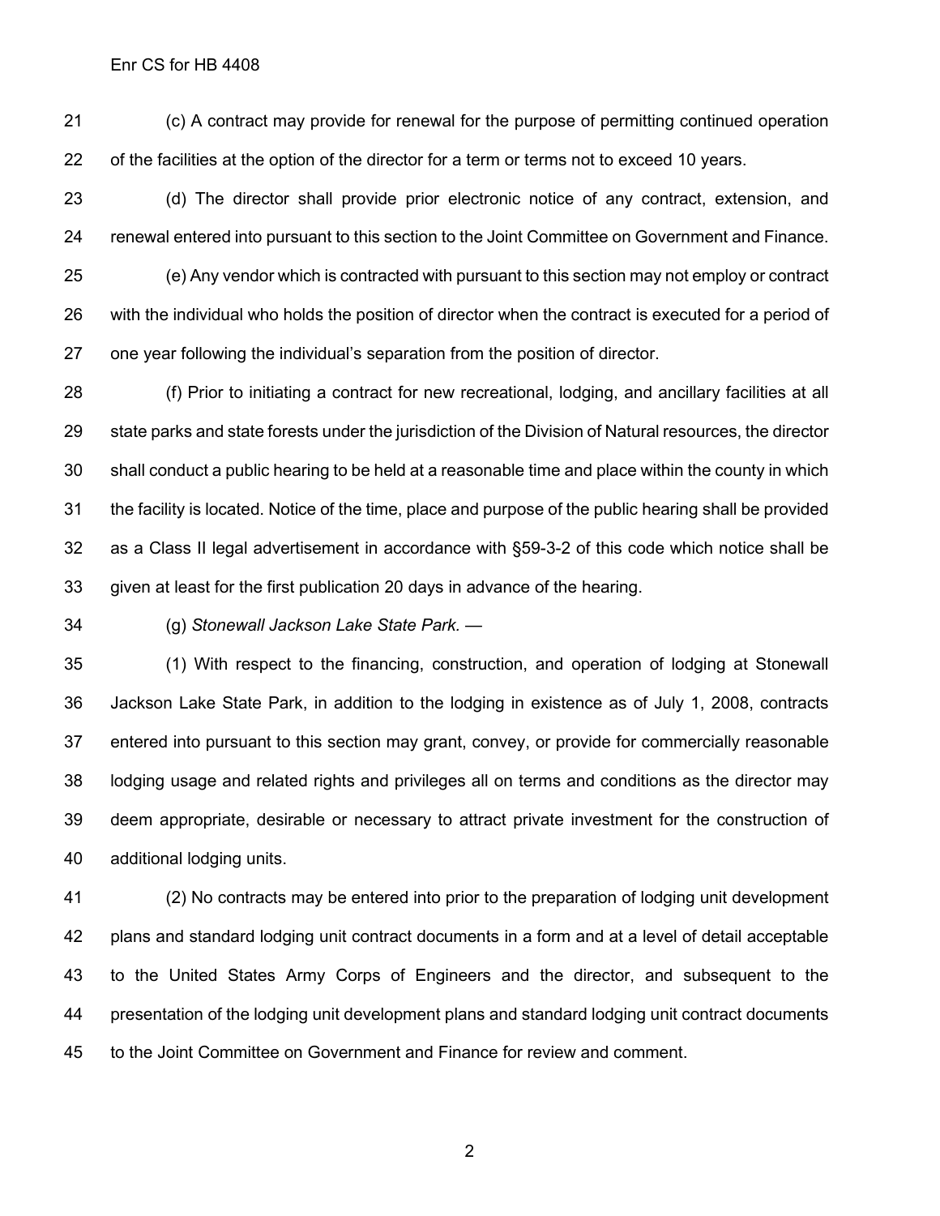(c) A contract may provide for renewal for the purpose of permitting continued operation of the facilities at the option of the director for a term or terms not to exceed 10 years.

(d) The director shall provide prior electronic notice of any contract, extension, and renewal entered into pursuant to this section to the Joint Committee on Government and Finance.

(e) Any vendor which is contracted with pursuant to this section may not employ or contract with the individual who holds the position of director when the contract is executed for a period of one year following the individual's separation from the position of director.

(f) Prior to initiating a contract for new recreational, lodging, and ancillary facilities at all state parks and state forests under the jurisdiction of the Division of Natural resources, the director shall conduct a public hearing to be held at a reasonable time and place within the county in which the facility is located. Notice of the time, place and purpose of the public hearing shall be provided as a Class II legal advertisement in accordance with §59-3-2 of this code which notice shall be given at least for the first publication 20 days in advance of the hearing.

(g) *Stonewall Jackson Lake State Park.* —

(1) With respect to the financing, construction, and operation of lodging at Stonewall Jackson Lake State Park, in addition to the lodging in existence as of July 1, 2008, contracts entered into pursuant to this section may grant, convey, or provide for commercially reasonable lodging usage and related rights and privileges all on terms and conditions as the director may deem appropriate, desirable or necessary to attract private investment for the construction of additional lodging units.

(2) No contracts may be entered into prior to the preparation of lodging unit development plans and standard lodging unit contract documents in a form and at a level of detail acceptable to the United States Army Corps of Engineers and the director, and subsequent to the presentation of the lodging unit development plans and standard lodging unit contract documents to the Joint Committee on Government and Finance for review and comment.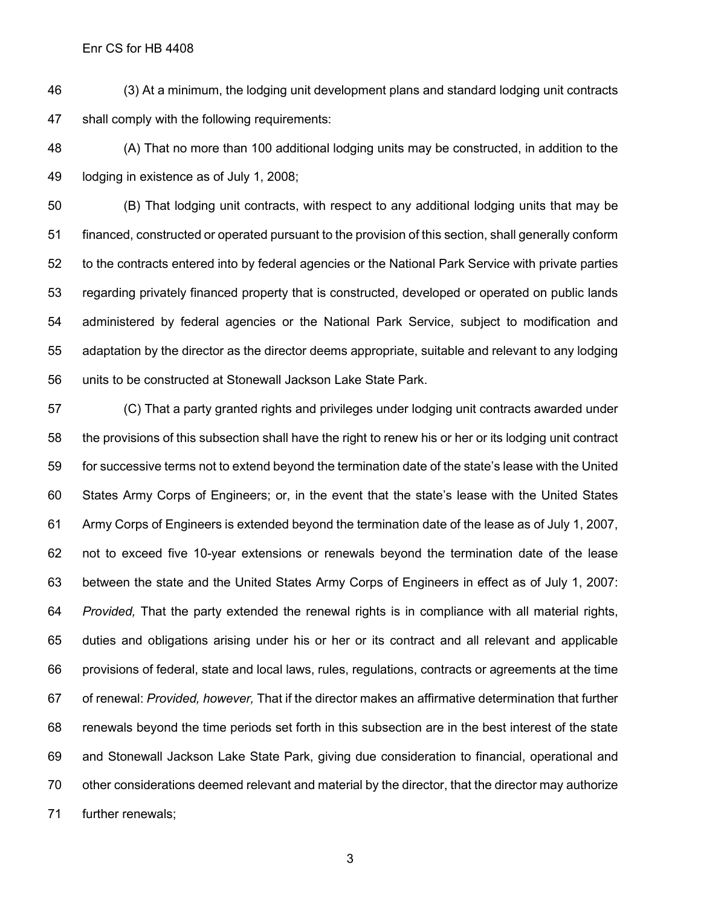(3) At a minimum, the lodging unit development plans and standard lodging unit contracts shall comply with the following requirements:

(A) That no more than 100 additional lodging units may be constructed, in addition to the lodging in existence as of July 1, 2008;

(B) That lodging unit contracts, with respect to any additional lodging units that may be financed, constructed or operated pursuant to the provision of this section, shall generally conform to the contracts entered into by federal agencies or the National Park Service with private parties regarding privately financed property that is constructed, developed or operated on public lands administered by federal agencies or the National Park Service, subject to modification and adaptation by the director as the director deems appropriate, suitable and relevant to any lodging units to be constructed at Stonewall Jackson Lake State Park.

(C) That a party granted rights and privileges under lodging unit contracts awarded under the provisions of this subsection shall have the right to renew his or her or its lodging unit contract for successive terms not to extend beyond the termination date of the state's lease with the United States Army Corps of Engineers; or, in the event that the state's lease with the United States Army Corps of Engineers is extended beyond the termination date of the lease as of July 1, 2007, not to exceed five 10-year extensions or renewals beyond the termination date of the lease between the state and the United States Army Corps of Engineers in effect as of July 1, 2007: *Provided,* That the party extended the renewal rights is in compliance with all material rights, duties and obligations arising under his or her or its contract and all relevant and applicable provisions of federal, state and local laws, rules, regulations, contracts or agreements at the time of renewal: *Provided, however,* That if the director makes an affirmative determination that further renewals beyond the time periods set forth in this subsection are in the best interest of the state and Stonewall Jackson Lake State Park, giving due consideration to financial, operational and other considerations deemed relevant and material by the director, that the director may authorize further renewals;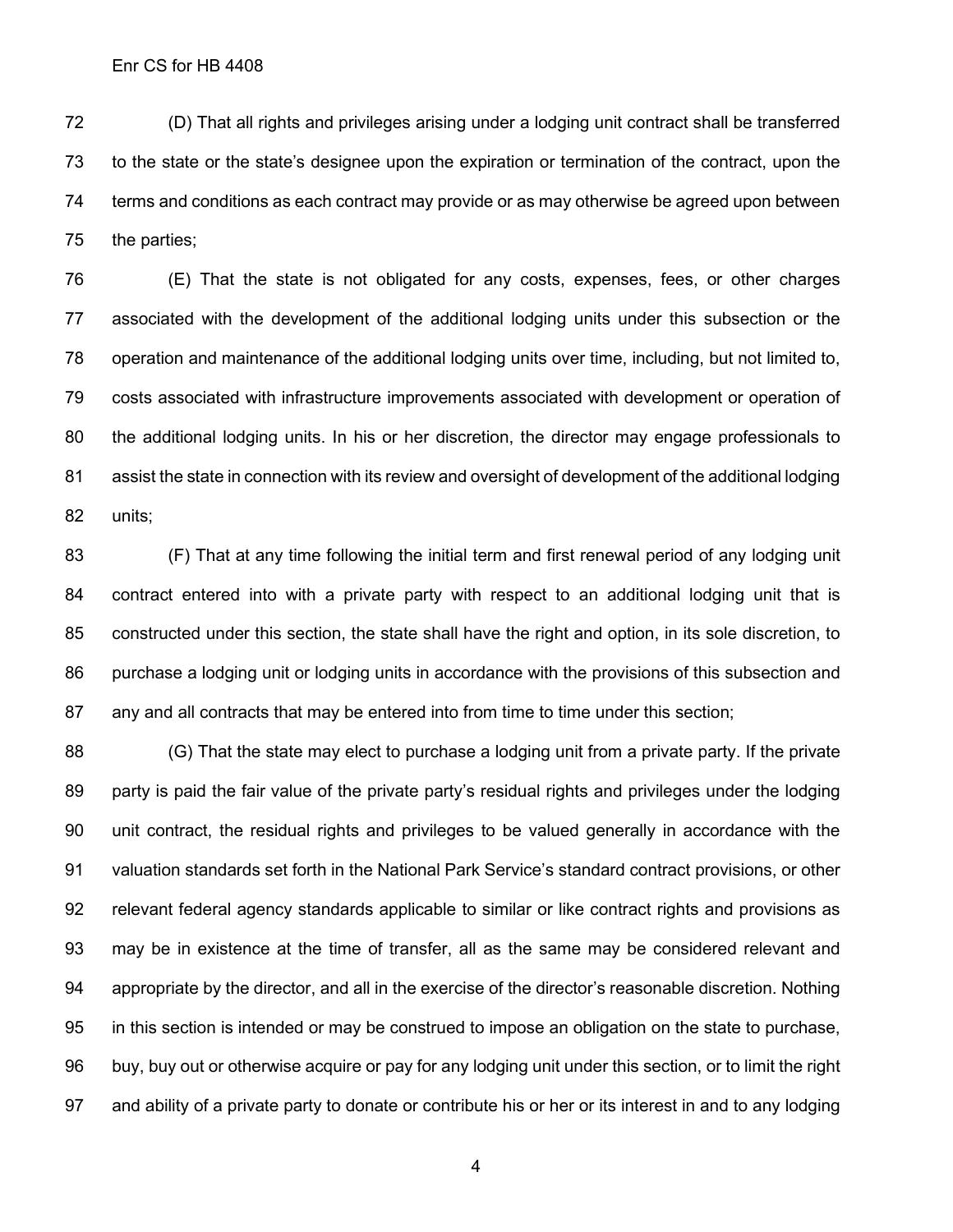(D) That all rights and privileges arising under a lodging unit contract shall be transferred to the state or the state's designee upon the expiration or termination of the contract, upon the terms and conditions as each contract may provide or as may otherwise be agreed upon between the parties;

(E) That the state is not obligated for any costs, expenses, fees, or other charges associated with the development of the additional lodging units under this subsection or the operation and maintenance of the additional lodging units over time, including, but not limited to, costs associated with infrastructure improvements associated with development or operation of the additional lodging units. In his or her discretion, the director may engage professionals to assist the state in connection with its review and oversight of development of the additional lodging units;

(F) That at any time following the initial term and first renewal period of any lodging unit contract entered into with a private party with respect to an additional lodging unit that is constructed under this section, the state shall have the right and option, in its sole discretion, to purchase a lodging unit or lodging units in accordance with the provisions of this subsection and any and all contracts that may be entered into from time to time under this section;

(G) That the state may elect to purchase a lodging unit from a private party. If the private party is paid the fair value of the private party's residual rights and privileges under the lodging unit contract, the residual rights and privileges to be valued generally in accordance with the valuation standards set forth in the National Park Service's standard contract provisions, or other relevant federal agency standards applicable to similar or like contract rights and provisions as may be in existence at the time of transfer, all as the same may be considered relevant and appropriate by the director, and all in the exercise of the director's reasonable discretion. Nothing in this section is intended or may be construed to impose an obligation on the state to purchase, buy, buy out or otherwise acquire or pay for any lodging unit under this section, or to limit the right and ability of a private party to donate or contribute his or her or its interest in and to any lodging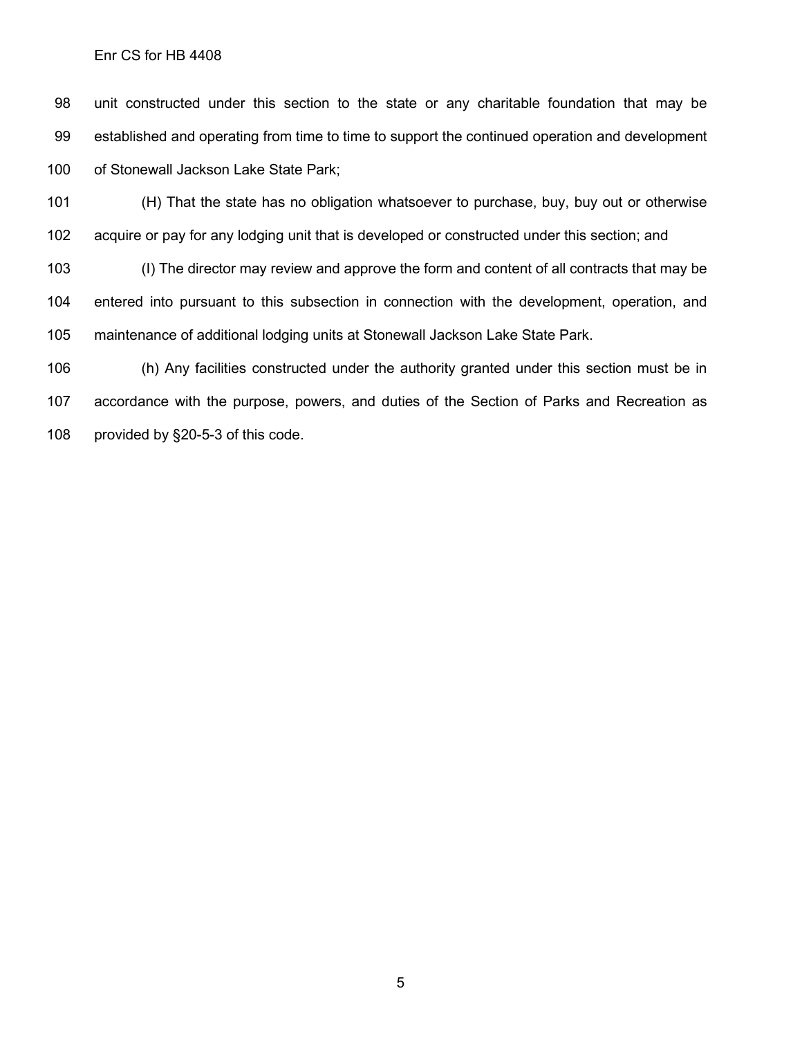unit constructed under this section to the state or any charitable foundation that may be established and operating from time to time to support the continued operation and development of Stonewall Jackson Lake State Park;

(H) That the state has no obligation whatsoever to purchase, buy, buy out or otherwise acquire or pay for any lodging unit that is developed or constructed under this section; and

(I) The director may review and approve the form and content of all contracts that may be entered into pursuant to this subsection in connection with the development, operation, and maintenance of additional lodging units at Stonewall Jackson Lake State Park.

(h) Any facilities constructed under the authority granted under this section must be in accordance with the purpose, powers, and duties of the Section of Parks and Recreation as provided by §20-5-3 of this code.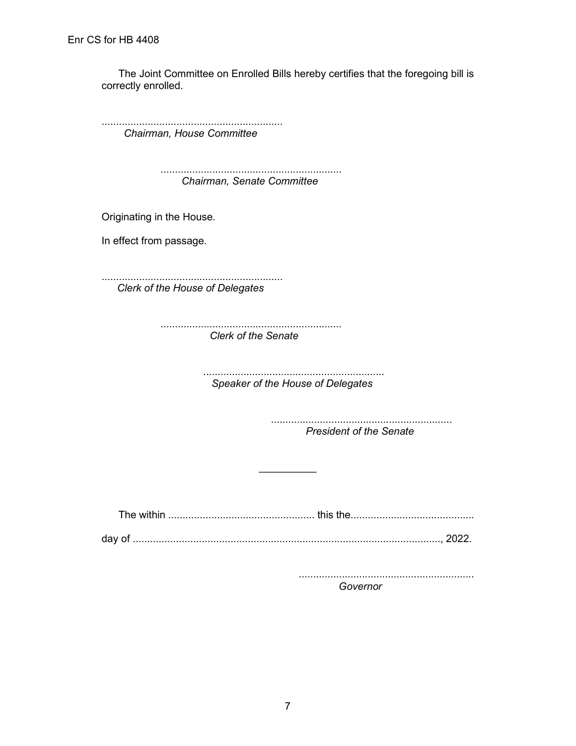The Joint Committee on Enrolled Bills hereby certifies that the foregoing bill is correctly enrolled.

...............................................................
*Chairman, House Committee*

...............................................................
*Chairman, Senate Committee*

Originating in the House.

In effect from passage.

...............................................................
*Clerk of the House of Delegates*

...............................................................
*Clerk of the Senate*

...............................................................
*Speaker of the House of Delegates*

...............................................................
*President of the Senate*

__________

The within .................................................. this the...........................................

day of ..........................................................................................................., 2022.

.............................................................
*Governor*